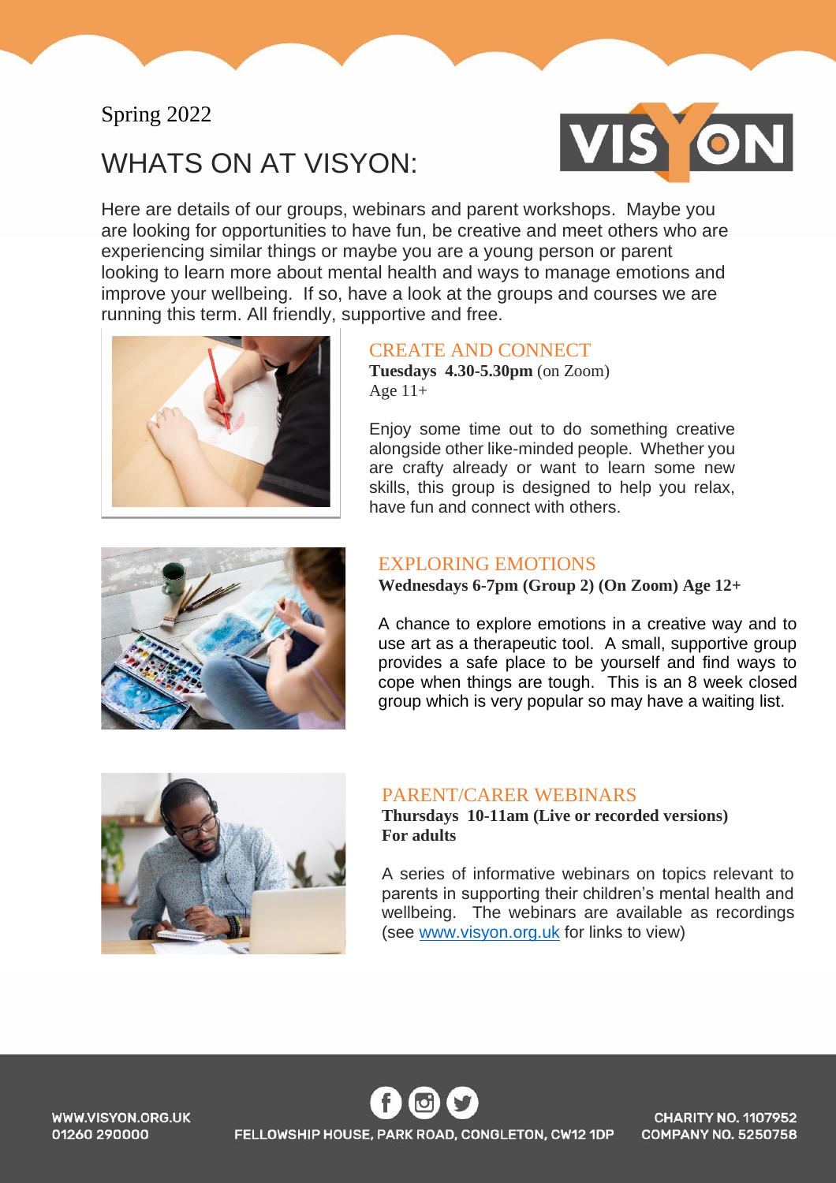Spring 2022

# WHATS ON AT VISYON:

Here are details of our groups, webinars and parent workshops. Maybe you are looking for opportunities to have fun, be creative and meet others who are experiencing similar things or maybe you are a young person or parent looking to learn more about mental health and ways to manage emotions and improve your wellbeing. If so, have a look at the groups and courses we are running this term. All friendly, supportive and free.

## CREATE AND CONNECT

**Tuesdays 4.30-5.30pm** (on Zoom)
Age 11+

Enjoy some time out to do something creative alongside other like-minded people. Whether you are crafty already or want to learn some new skills, this group is designed to help you relax, have fun and connect with others.

## EXPLORING EMOTIONS

**Wednesdays 6-7pm (Group 2) (On Zoom) Age 12+**

A chance to explore emotions in a creative way and to use art as a therapeutic tool. A small, supportive group provides a safe place to be yourself and find ways to cope when things are tough. This is an 8 week closed group which is very popular so may have a waiting list.

## PARENT/CARER WEBINARS

**Thursdays 10-11am (Live or recorded versions)**
**For adults**

A series of informative webinars on topics relevant to parents in supporting their children's mental health and wellbeing. The webinars are available as recordings (see www.visyon.org.uk for links to view)

WWW.VISYON.ORG.UK
01260 290000

FELLOWSHIP HOUSE, PARK ROAD, CONGLETON, CW12 1DP

CHARITY NO. 1107952
COMPANY NO. 5250758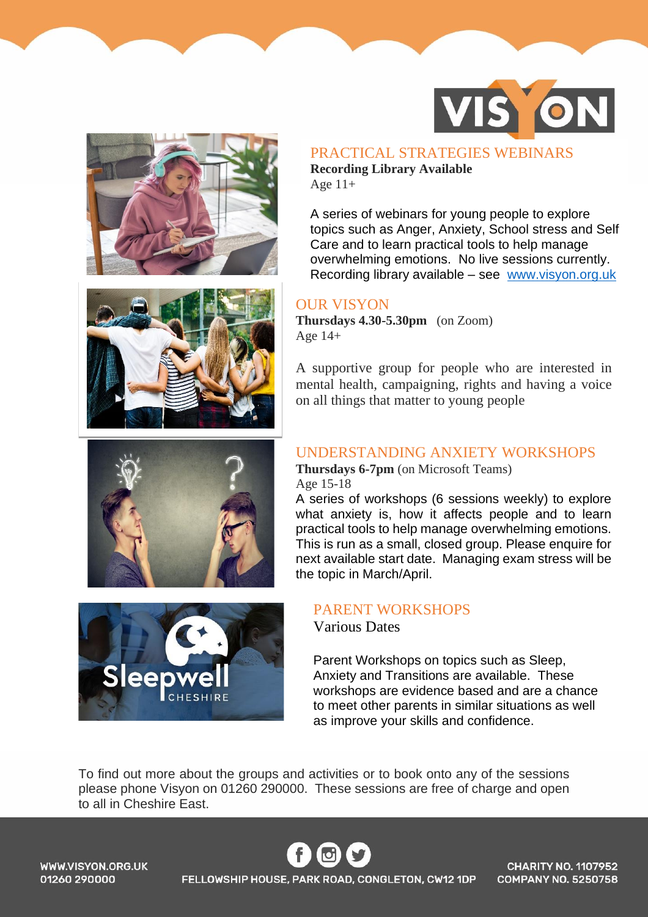## PRACTICAL STRATEGIES WEBINARS

**Recording Library Available**
Age 11+

A series of webinars for young people to explore topics such as Anger, Anxiety, School stress and Self Care and to learn practical tools to help manage overwhelming emotions. No live sessions currently. Recording library available – see www.visyon.org.uk

## OUR VISYON

**Thursdays 4.30-5.30pm** (on Zoom)
Age 14+

A supportive group for people who are interested in mental health, campaigning, rights and having a voice on all things that matter to young people

## UNDERSTANDING ANXIETY WORKSHOPS

**Thursdays 6-7pm** (on Microsoft Teams)
Age 15-18

A series of workshops (6 sessions weekly) to explore what anxiety is, how it affects people and to learn practical tools to help manage overwhelming emotions. This is run as a small, closed group. Please enquire for next available start date. Managing exam stress will be the topic in March/April.

## PARENT WORKSHOPS

Various Dates

Parent Workshops on topics such as Sleep, Anxiety and Transitions are available. These workshops are evidence based and are a chance to meet other parents in similar situations as well as improve your skills and confidence.

To find out more about the groups and activities or to book onto any of the sessions please phone Visyon on 01260 290000. These sessions are free of charge and open to all in Cheshire East.

WWW.VISYON.ORG.UK
01260 290000

FELLOWSHIP HOUSE, PARK ROAD, CONGLETON, CW12 1DP

CHARITY NO. 1107952
COMPANY NO. 5250758